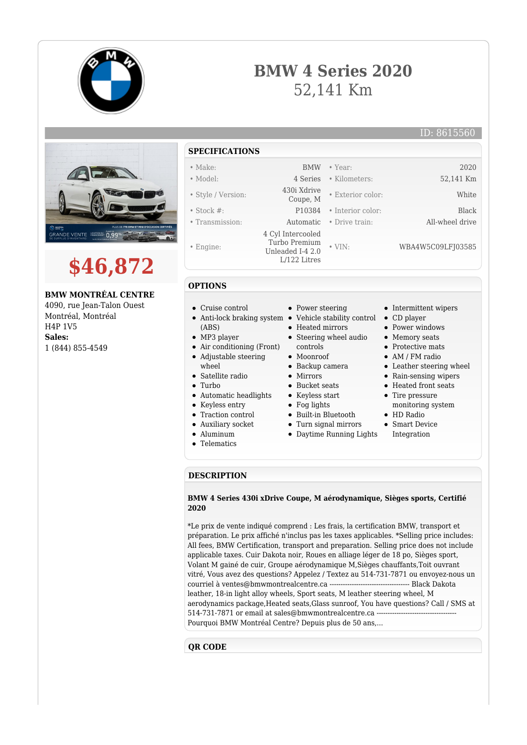# BMW 4 Series 2020

52,141 Km

ID: 8615560

## $46,872

**BMW MONTRÉAL CENTRE**
4090, rue Jean-Talon Ouest
Montréal, Montréal
H4P 1V5
**Sales:**
1 (844) 855-4549

## SPECIFICATIONS

| | | | |
|---|---|---|---|
| • Make: | BMW | • Year: | 2020 |
| • Model: | 4 Series | • Kilometers: | 52,141 Km |
| • Style / Version: | 430i Xdrive Coupe, M | • Exterior color: | White |
| • Stock #: | P10384 | • Interior color: | Black |
| • Transmission: | Automatic | • Drive train: | All-wheel drive |
| • Engine: | 4 Cyl Intercooled Turbo Premium Unleaded I-4 2.0 L/122 Litres | • VIN: | WBA4W5C09LFJ03585 |

## OPTIONS

- Cruise control
- Anti-lock braking system (ABS)
- MP3 player
- Air conditioning (Front)
- Adjustable steering wheel
- Satellite radio
- Turbo
- Automatic headlights
- Keyless entry
- Traction control
- Auxiliary socket
- Aluminum
- Telematics
- Power steering
- Vehicle stability control
- Heated mirrors
- Steering wheel audio controls
- Moonroof
- Backup camera
- Mirrors
- Bucket seats
- Keyless start
- Fog lights
- Built-in Bluetooth
- Turn signal mirrors
- Daytime Running Lights
- Intermittent wipers
- CD player
- Power windows
- Memory seats
- Protective mats
- AM / FM radio
- Leather steering wheel
- Rain-sensing wipers
- Heated front seats
- Tire pressure monitoring system
- HD Radio
- Smart Device Integration

## DESCRIPTION

**BMW 4 Series 430i xDrive Coupe, M aérodynamique, Sièges sports, Certifié 2020**

*Le prix de vente indiqué comprend : Les frais, la certification BMW, transport et préparation. Le prix affiché n'inclus pas les taxes applicables. *Selling price includes: All fees, BMW Certification, transport and preparation. Selling price does not include applicable taxes. Cuir Dakota noir, Roues en alliage léger de 18 po, Sièges sport, Volant M gainé de cuir, Groupe aérodynamique M,Sièges chauffants,Toit ouvrant vitré, Vous avez des questions? Appelez / Textez au 514-731-7871 ou envoyez-nous un courriel à ventes@bmwmontrealcentre.ca ------------------------------------ Black Dakota leather, 18-in light alloy wheels, Sport seats, M leather steering wheel, M aerodynamics package,Heated seats,Glass sunroof, You have questions? Call / SMS at 514-731-7871 or email at sales@bmwmontrealcentre.ca ------------------------------------ Pourquoi BMW Montréal Centre? Depuis plus de 50 ans,...

## QR CODE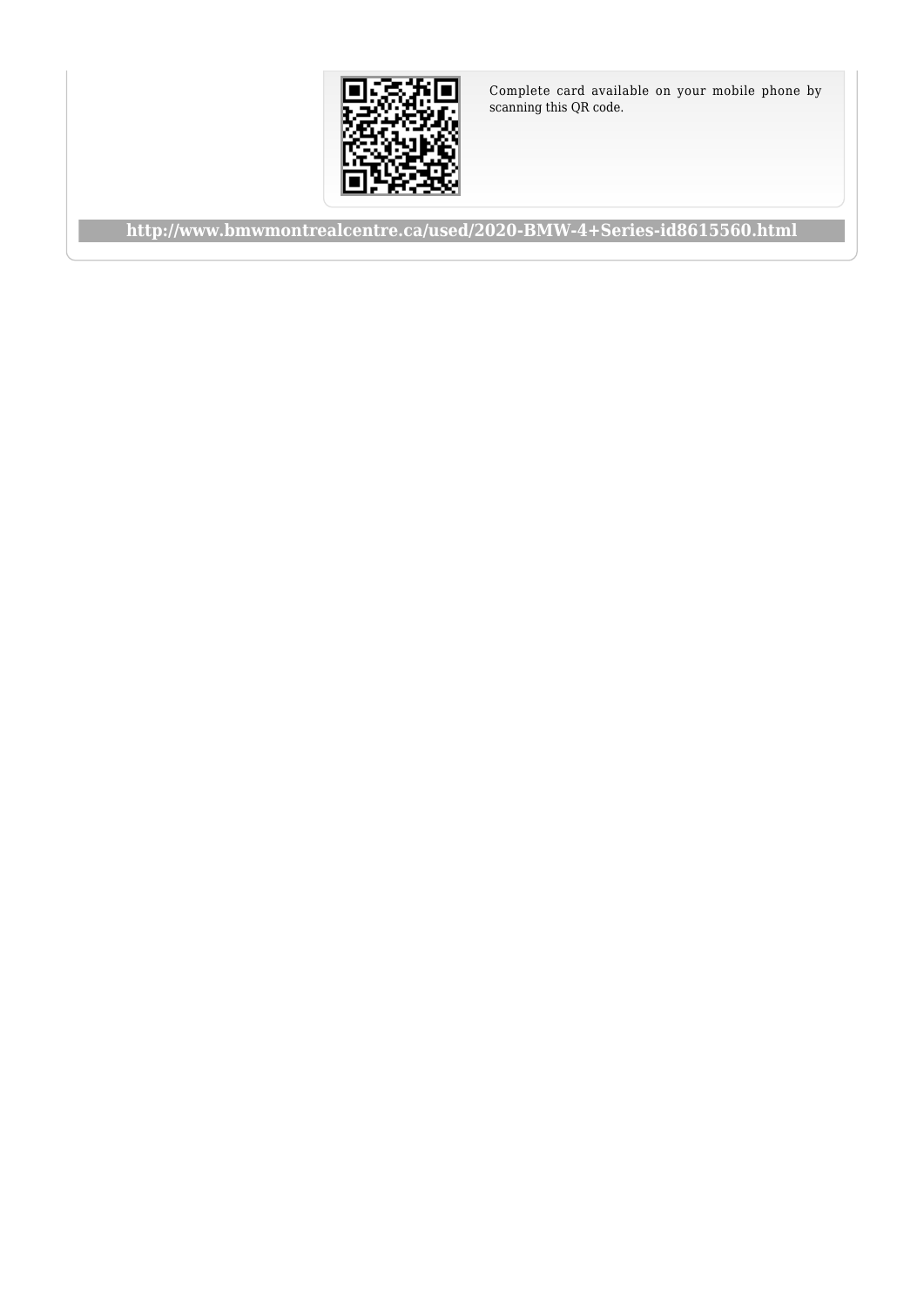Complete card available on your mobile phone by scanning this QR code.

**http://www.bmwmontrealcentre.ca/used/2020-BMW-4+Series-id8615560.html**